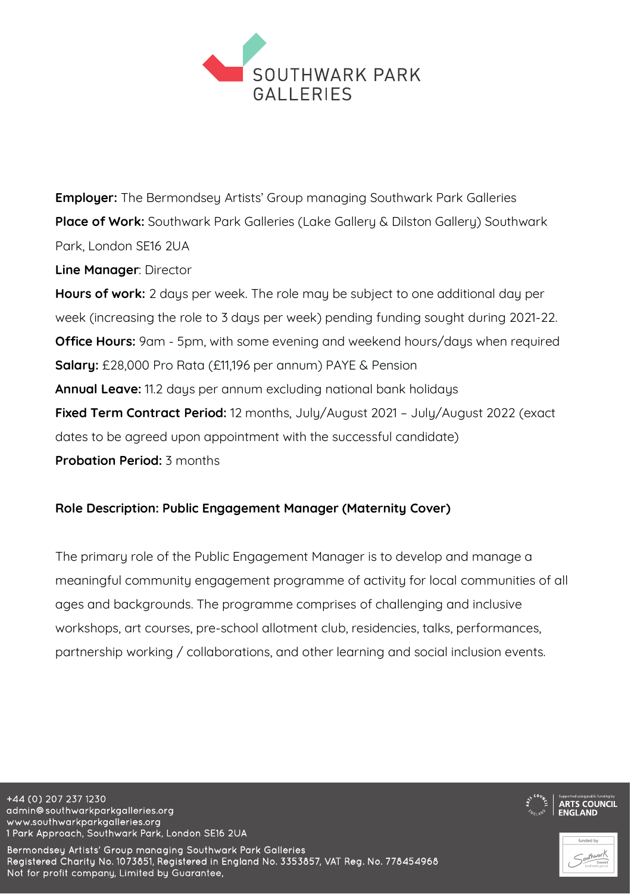SOUTHWARK PARK GALLERIES

**Employer:** The Bermondsey Artists' Group managing Southwark Park Galleries
**Place of Work:** Southwark Park Galleries (Lake Gallery & Dilston Gallery) Southwark Park, London SE16 2UA
**Line Manager**: Director
**Hours of work:** 2 days per week. The role may be subject to one additional day per week (increasing the role to 3 days per week) pending funding sought during 2021-22.
**Office Hours:** 9am - 5pm, with some evening and weekend hours/days when required
**Salary:** £28,000 Pro Rata (£11,196 per annum) PAYE & Pension
**Annual Leave:** 11.2 days per annum excluding national bank holidays
**Fixed Term Contract Period:** 12 months, July/August 2021 – July/August 2022 (exact dates to be agreed upon appointment with the successful candidate)
**Probation Period:** 3 months

## Role Description: Public Engagement Manager (Maternity Cover)

The primary role of the Public Engagement Manager is to develop and manage a meaningful community engagement programme of activity for local communities of all ages and backgrounds. The programme comprises of challenging and inclusive workshops, art courses, pre-school allotment club, residencies, talks, performances, partnership working / collaborations, and other learning and social inclusion events.

+44 (0) 207 237 1230
admin@southwarkparkgalleries.org
www.southwarkparkgalleries.org
1 Park Approach, Southwark Park, London SE16 2UA

Bermondsey Artists' Group managing Southwark Park Galleries
Registered Charity No. 1073851, Registered in England No. 3353857, VAT Reg. No. 778454968
Not for profit company, Limited by Guarantee,

Supported using public funding by ARTS COUNCIL ENGLAND

funded by Southwark Council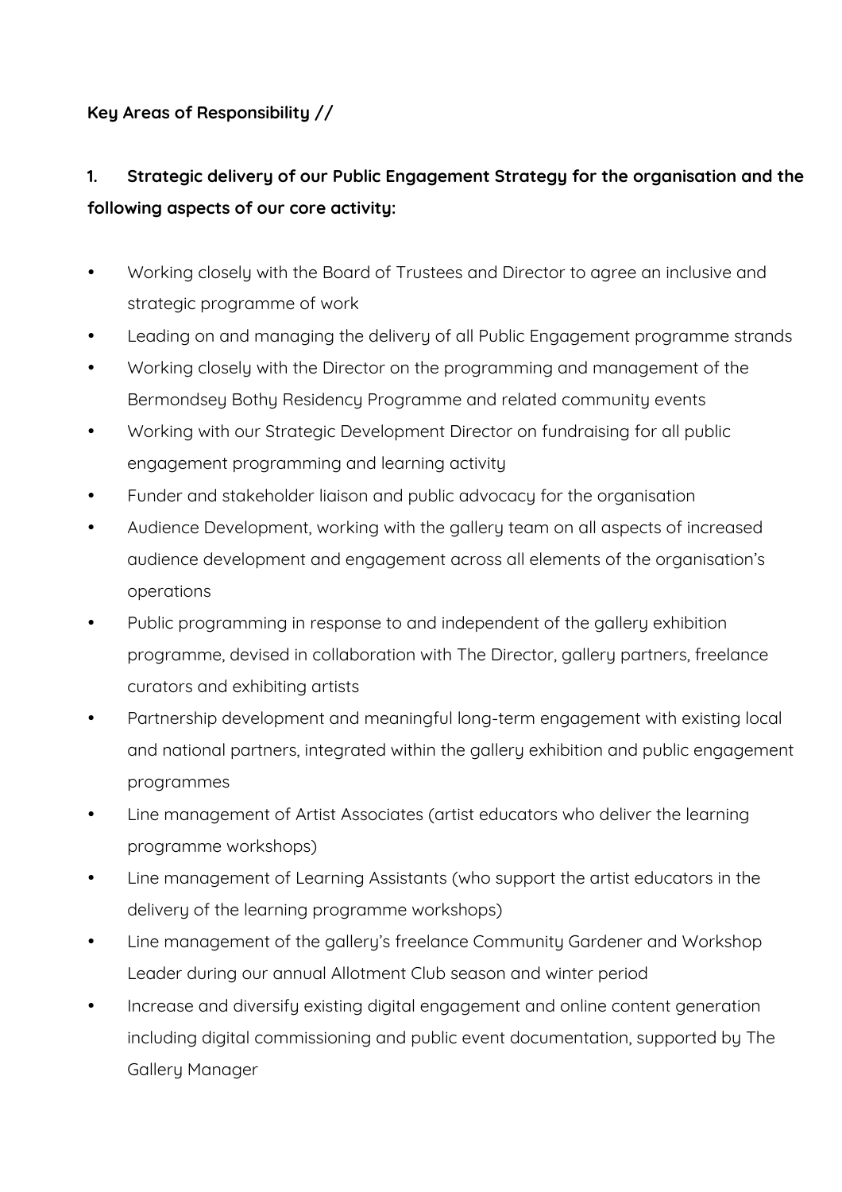**Key Areas of Responsibility //**

**1. Strategic delivery of our Public Engagement Strategy for the organisation and the following aspects of our core activity:**

- Working closely with the Board of Trustees and Director to agree an inclusive and strategic programme of work
- Leading on and managing the delivery of all Public Engagement programme strands
- Working closely with the Director on the programming and management of the Bermondsey Bothy Residency Programme and related community events
- Working with our Strategic Development Director on fundraising for all public engagement programming and learning activity
- Funder and stakeholder liaison and public advocacy for the organisation
- Audience Development, working with the gallery team on all aspects of increased audience development and engagement across all elements of the organisation's operations
- Public programming in response to and independent of the gallery exhibition programme, devised in collaboration with The Director, gallery partners, freelance curators and exhibiting artists
- Partnership development and meaningful long-term engagement with existing local and national partners, integrated within the gallery exhibition and public engagement programmes
- Line management of Artist Associates (artist educators who deliver the learning programme workshops)
- Line management of Learning Assistants (who support the artist educators in the delivery of the learning programme workshops)
- Line management of the gallery's freelance Community Gardener and Workshop Leader during our annual Allotment Club season and winter period
- Increase and diversify existing digital engagement and online content generation including digital commissioning and public event documentation, supported by The Gallery Manager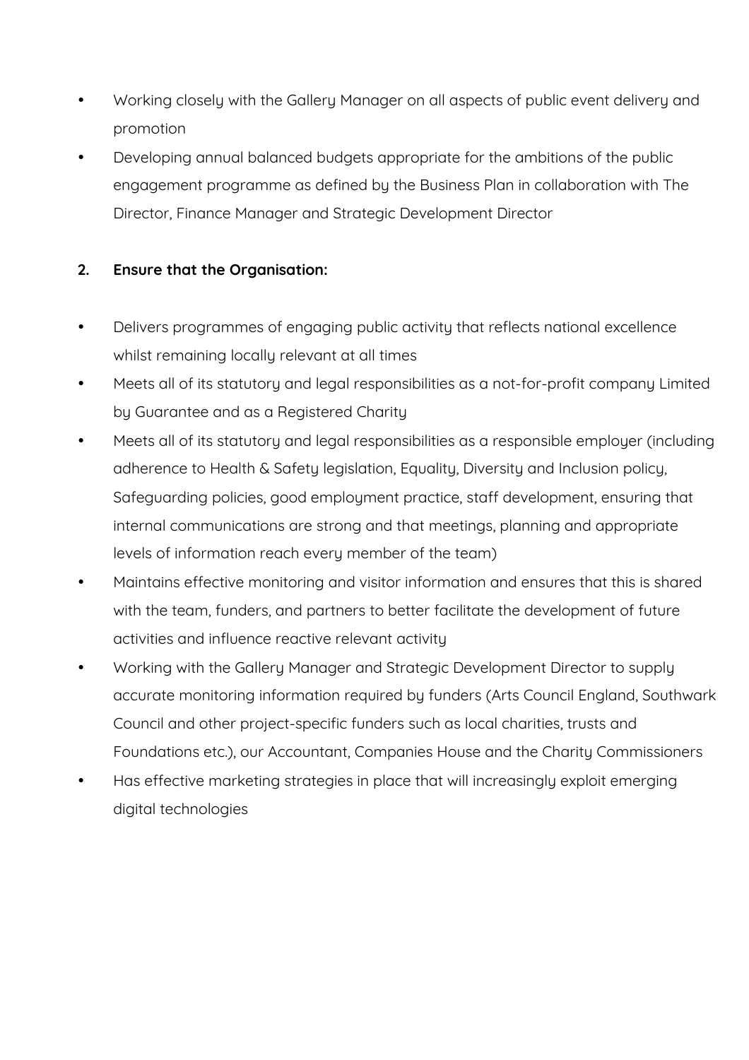- Working closely with the Gallery Manager on all aspects of public event delivery and promotion
- Developing annual balanced budgets appropriate for the ambitions of the public engagement programme as defined by the Business Plan in collaboration with The Director, Finance Manager and Strategic Development Director

**2. Ensure that the Organisation:**

- Delivers programmes of engaging public activity that reflects national excellence whilst remaining locally relevant at all times
- Meets all of its statutory and legal responsibilities as a not-for-profit company Limited by Guarantee and as a Registered Charity
- Meets all of its statutory and legal responsibilities as a responsible employer (including adherence to Health & Safety legislation, Equality, Diversity and Inclusion policy, Safeguarding policies, good employment practice, staff development, ensuring that internal communications are strong and that meetings, planning and appropriate levels of information reach every member of the team)
- Maintains effective monitoring and visitor information and ensures that this is shared with the team, funders, and partners to better facilitate the development of future activities and influence reactive relevant activity
- Working with the Gallery Manager and Strategic Development Director to supply accurate monitoring information required by funders (Arts Council England, Southwark Council and other project-specific funders such as local charities, trusts and Foundations etc.), our Accountant, Companies House and the Charity Commissioners
- Has effective marketing strategies in place that will increasingly exploit emerging digital technologies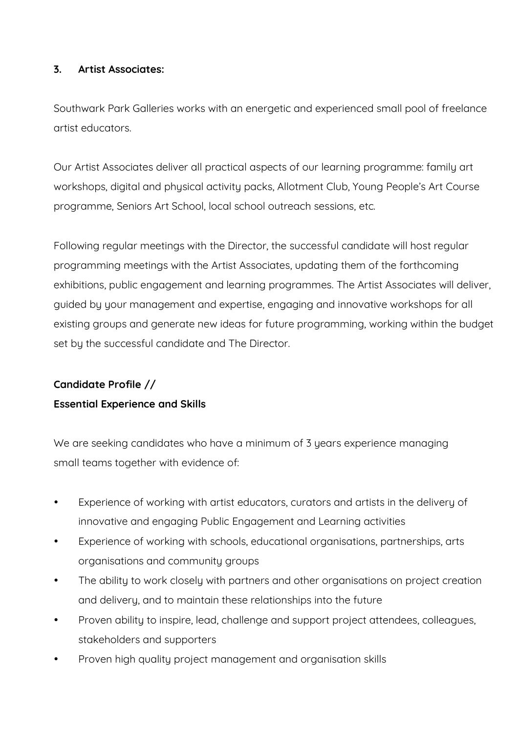**3. Artist Associates:**

Southwark Park Galleries works with an energetic and experienced small pool of freelance artist educators.

Our Artist Associates deliver all practical aspects of our learning programme: family art workshops, digital and physical activity packs, Allotment Club, Young People's Art Course programme, Seniors Art School, local school outreach sessions, etc.

Following regular meetings with the Director, the successful candidate will host regular programming meetings with the Artist Associates, updating them of the forthcoming exhibitions, public engagement and learning programmes. The Artist Associates will deliver, guided by your management and expertise, engaging and innovative workshops for all existing groups and generate new ideas for future programming, working within the budget set by the successful candidate and The Director.

**Candidate Profile //**
**Essential Experience and Skills**

We are seeking candidates who have a minimum of 3 years experience managing small teams together with evidence of:

- Experience of working with artist educators, curators and artists in the delivery of innovative and engaging Public Engagement and Learning activities
- Experience of working with schools, educational organisations, partnerships, arts organisations and community groups
- The ability to work closely with partners and other organisations on project creation and delivery, and to maintain these relationships into the future
- Proven ability to inspire, lead, challenge and support project attendees, colleagues, stakeholders and supporters
- Proven high quality project management and organisation skills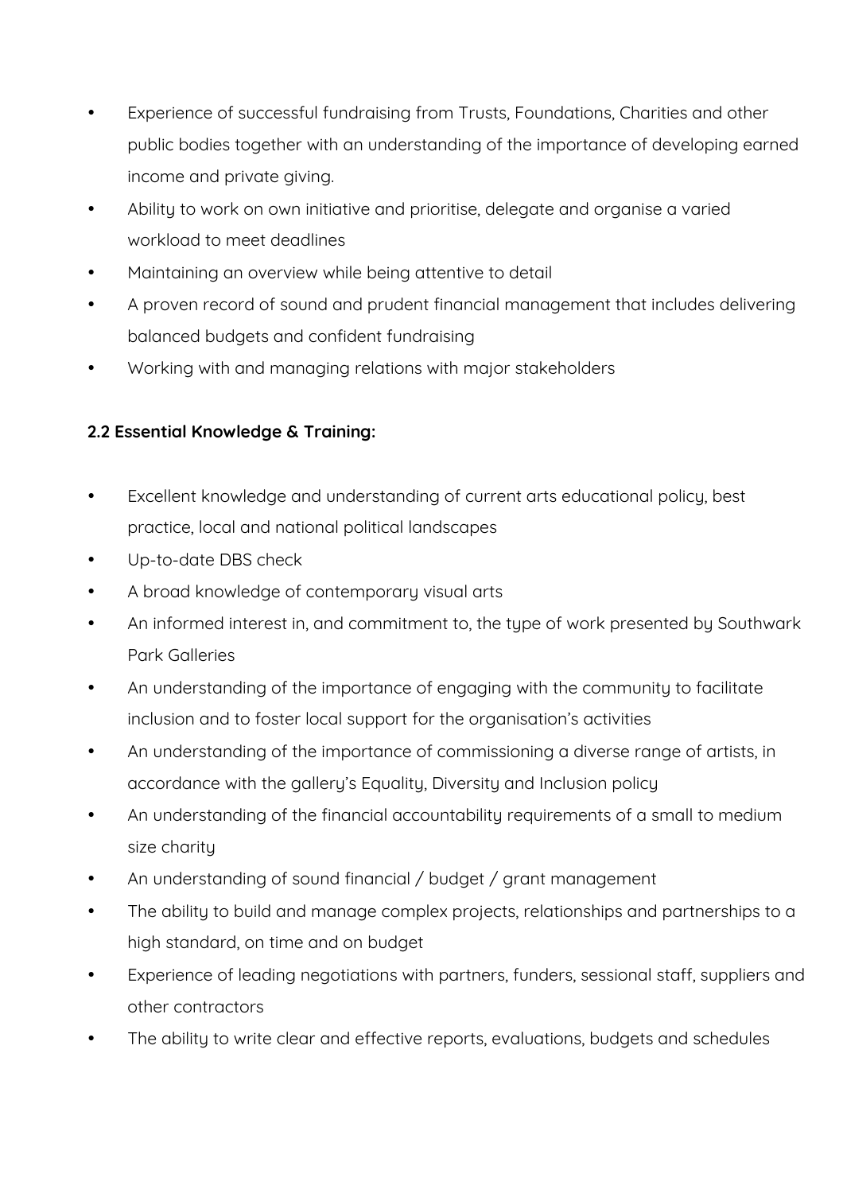- Experience of successful fundraising from Trusts, Foundations, Charities and other public bodies together with an understanding of the importance of developing earned income and private giving.
- Ability to work on own initiative and prioritise, delegate and organise a varied workload to meet deadlines
- Maintaining an overview while being attentive to detail
- A proven record of sound and prudent financial management that includes delivering balanced budgets and confident fundraising
- Working with and managing relations with major stakeholders

**2.2 Essential Knowledge & Training:**

- Excellent knowledge and understanding of current arts educational policy, best practice, local and national political landscapes
- Up-to-date DBS check
- A broad knowledge of contemporary visual arts
- An informed interest in, and commitment to, the type of work presented by Southwark Park Galleries
- An understanding of the importance of engaging with the community to facilitate inclusion and to foster local support for the organisation's activities
- An understanding of the importance of commissioning a diverse range of artists, in accordance with the gallery's Equality, Diversity and Inclusion policy
- An understanding of the financial accountability requirements of a small to medium size charity
- An understanding of sound financial / budget / grant management
- The ability to build and manage complex projects, relationships and partnerships to a high standard, on time and on budget
- Experience of leading negotiations with partners, funders, sessional staff, suppliers and other contractors
- The ability to write clear and effective reports, evaluations, budgets and schedules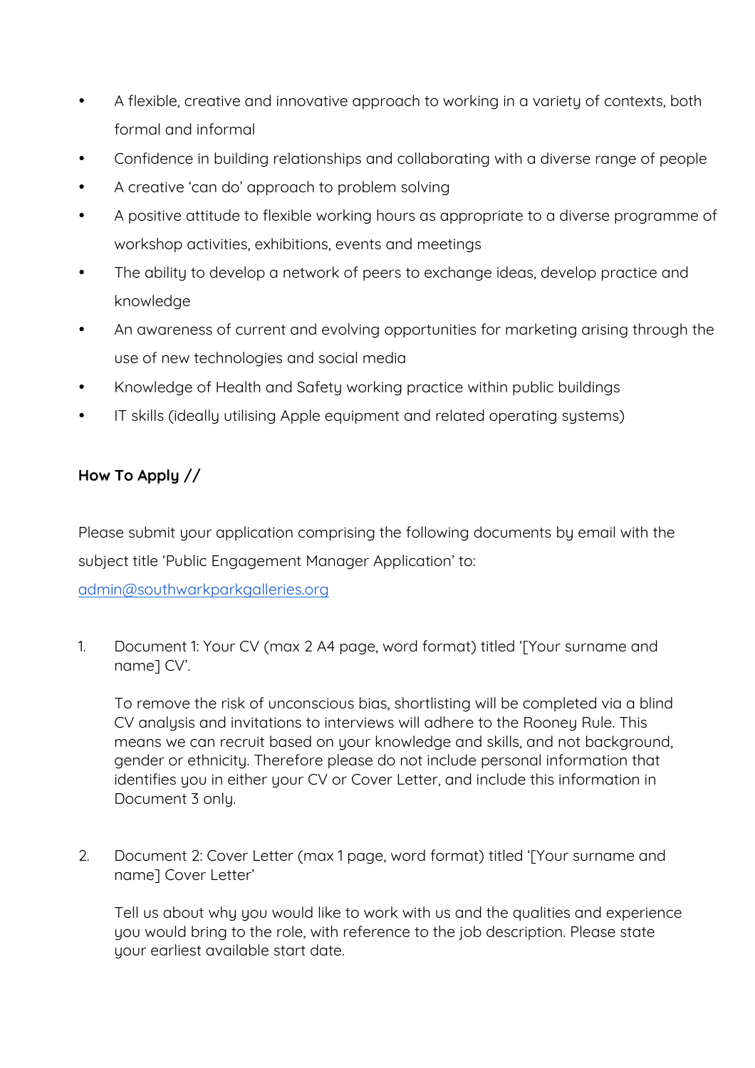- A flexible, creative and innovative approach to working in a variety of contexts, both formal and informal
- Confidence in building relationships and collaborating with a diverse range of people
- A creative 'can do' approach to problem solving
- A positive attitude to flexible working hours as appropriate to a diverse programme of workshop activities, exhibitions, events and meetings
- The ability to develop a network of peers to exchange ideas, develop practice and knowledge
- An awareness of current and evolving opportunities for marketing arising through the use of new technologies and social media
- Knowledge of Health and Safety working practice within public buildings
- IT skills (ideally utilising Apple equipment and related operating systems)

**How To Apply //**

Please submit your application comprising the following documents by email with the subject title 'Public Engagement Manager Application' to:
admin@southwarkparkgalleries.org

1. Document 1: Your CV (max 2 A4 page, word format) titled '[Your surname and name] CV'.

   To remove the risk of unconscious bias, shortlisting will be completed via a blind CV analysis and invitations to interviews will adhere to the Rooney Rule. This means we can recruit based on your knowledge and skills, and not background, gender or ethnicity. Therefore please do not include personal information that identifies you in either your CV or Cover Letter, and include this information in Document 3 only.

2. Document 2: Cover Letter (max 1 page, word format) titled '[Your surname and name] Cover Letter'

   Tell us about why you would like to work with us and the qualities and experience you would bring to the role, with reference to the job description. Please state your earliest available start date.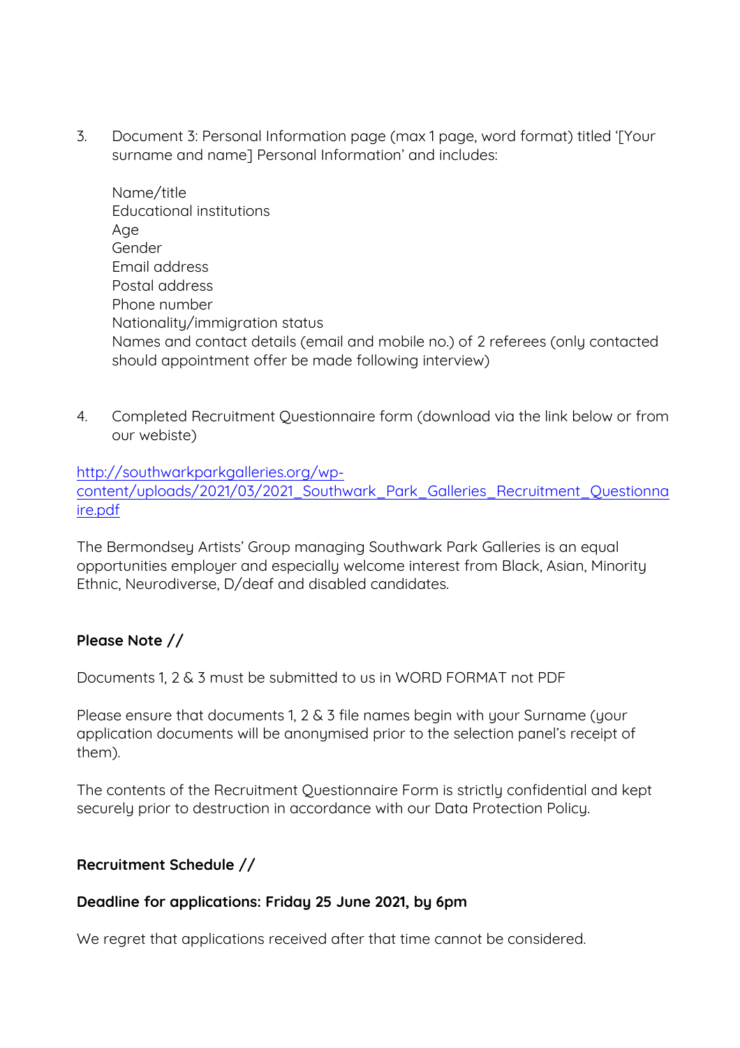3. Document 3: Personal Information page (max 1 page, word format) titled '[Your surname and name] Personal Information' and includes:

   Name/title
   Educational institutions
   Age
   Gender
   Email address
   Postal address
   Phone number
   Nationality/immigration status
   Names and contact details (email and mobile no.) of 2 referees (only contacted should appointment offer be made following interview)

4. Completed Recruitment Questionnaire form (download via the link below or from our webiste)

[http://southwarkparkgalleries.org/wp-content/uploads/2021/03/2021_Southwark_Park_Galleries_Recruitment_Questionnaire.pdf](http://southwarkparkgalleries.org/wp-content/uploads/2021/03/2021_Southwark_Park_Galleries_Recruitment_Questionnaire.pdf)

The Bermondsey Artists' Group managing Southwark Park Galleries is an equal opportunities employer and especially welcome interest from Black, Asian, Minority Ethnic, Neurodiverse, D/deaf and disabled candidates.

**Please Note //**

Documents 1, 2 & 3 must be submitted to us in WORD FORMAT not PDF

Please ensure that documents 1, 2 & 3 file names begin with your Surname (your application documents will be anonymised prior to the selection panel's receipt of them).

The contents of the Recruitment Questionnaire Form is strictly confidential and kept securely prior to destruction in accordance with our Data Protection Policy.

**Recruitment Schedule //**

**Deadline for applications: Friday 25 June 2021, by 6pm**

We regret that applications received after that time cannot be considered.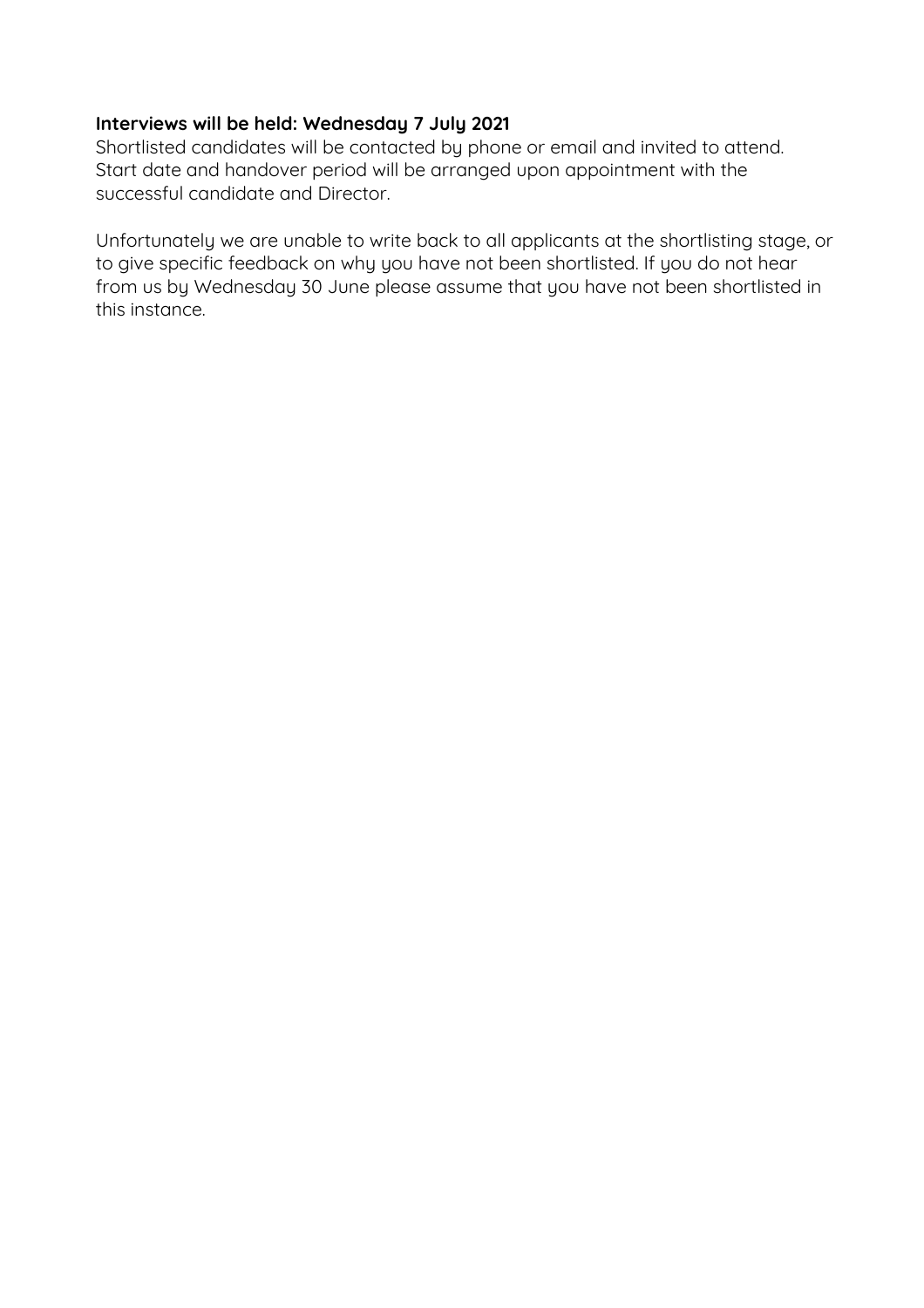**Interviews will be held: Wednesday 7 July 2021**

Shortlisted candidates will be contacted by phone or email and invited to attend. Start date and handover period will be arranged upon appointment with the successful candidate and Director.

Unfortunately we are unable to write back to all applicants at the shortlisting stage, or to give specific feedback on why you have not been shortlisted. If you do not hear from us by Wednesday 30 June please assume that you have not been shortlisted in this instance.